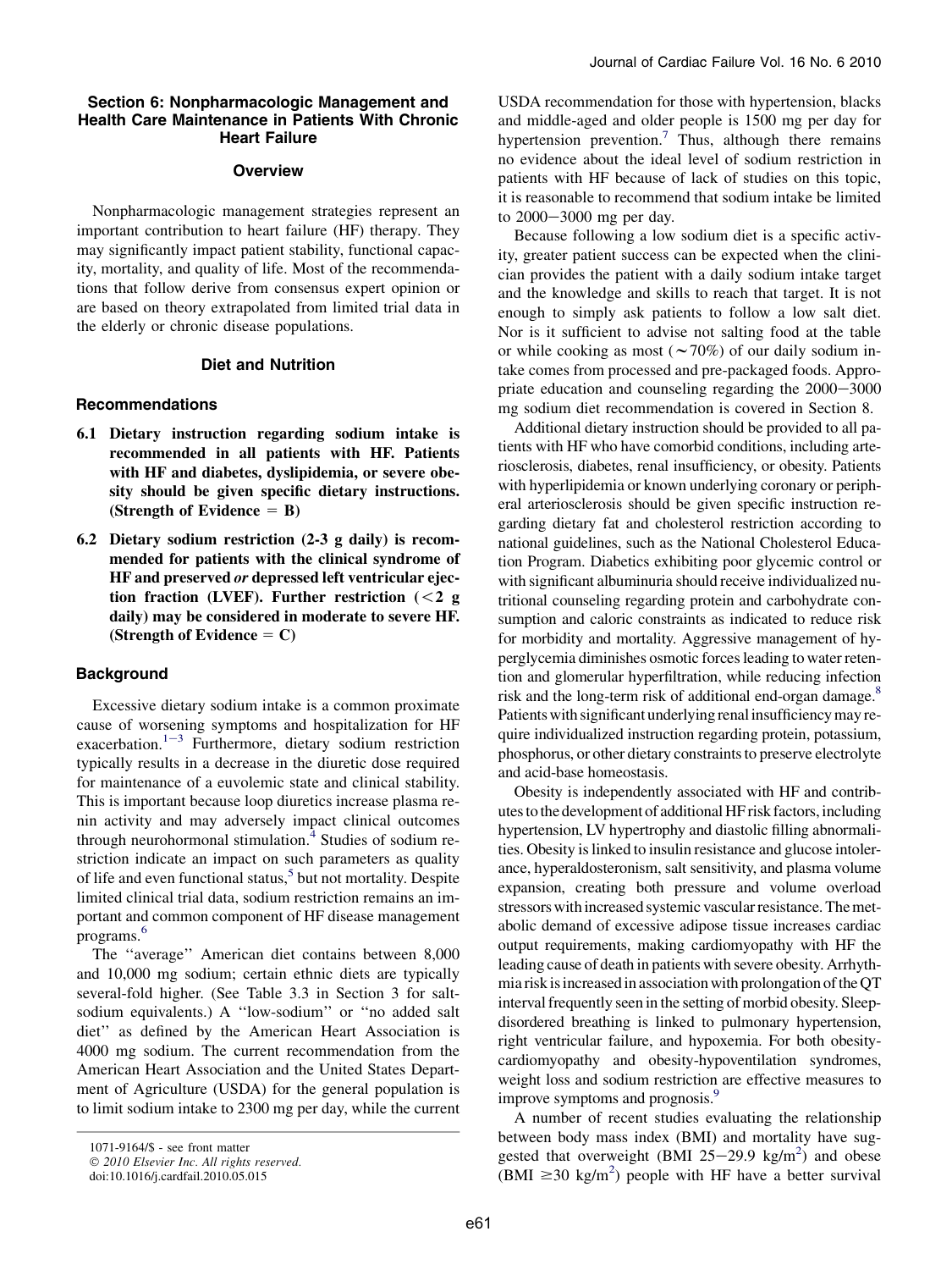# Section 6: Nonpharmacologic Management and Health Care Maintenance in Patients With Chronic Heart Failure

## Overview

Nonpharmacologic management strategies represent an important contribution to heart failure (HF) therapy. They may significantly impact patient stability, functional capacity, mortality, and quality of life. Most of the recommendations that follow derive from consensus expert opinion or are based on theory extrapolated from limited trial data in the elderly or chronic disease populations.

## Diet and Nutrition

### Recommendations

**6.1 Dietary instruction regarding sodium intake is recommended in all patients with HF. Patients with HF and diabetes, dyslipidemia, or severe obesity should be given specific dietary instructions. (Strength of Evidence = B)**

**6.2 Dietary sodium restriction (2-3 g daily) is recommended for patients with the clinical syndrome of HF and preserved *or* depressed left ventricular ejection fraction (LVEF). Further restriction (<2 g daily) may be considered in moderate to severe HF. (Strength of Evidence = C)**

### Background

Excessive dietary sodium intake is a common proximate cause of worsening symptoms and hospitalization for HF exacerbation.[1-3] Furthermore, dietary sodium restriction typically results in a decrease in the diuretic dose required for maintenance of a euvolemic state and clinical stability. This is important because loop diuretics increase plasma renin activity and may adversely impact clinical outcomes through neurohormonal stimulation.[4] Studies of sodium restriction indicate an impact on such parameters as quality of life and even functional status,[5] but not mortality. Despite limited clinical trial data, sodium restriction remains an important and common component of HF disease management programs.[6]

The ''average'' American diet contains between 8,000 and 10,000 mg sodium; certain ethnic diets are typically several-fold higher. (See Table 3.3 in Section 3 for salt-sodium equivalents.) A ''low-sodium'' or ''no added salt diet'' as defined by the American Heart Association is 4000 mg sodium. The current recommendation from the American Heart Association and the United States Department of Agriculture (USDA) for the general population is to limit sodium intake to 2300 mg per day, while the current USDA recommendation for those with hypertension, blacks and middle-aged and older people is 1500 mg per day for hypertension prevention.[7] Thus, although there remains no evidence about the ideal level of sodium restriction in patients with HF because of lack of studies on this topic, it is reasonable to recommend that sodium intake be limited to 2000−3000 mg per day.

Because following a low sodium diet is a specific activity, greater patient success can be expected when the clinician provides the patient with a daily sodium intake target and the knowledge and skills to reach that target. It is not enough to simply ask patients to follow a low salt diet. Nor is it sufficient to advise not salting food at the table or while cooking as most (~70%) of our daily sodium intake comes from processed and pre-packaged foods. Appropriate education and counseling regarding the 2000−3000 mg sodium diet recommendation is covered in Section 8.

Additional dietary instruction should be provided to all patients with HF who have comorbid conditions, including arteriosclerosis, diabetes, renal insufficiency, or obesity. Patients with hyperlipidemia or known underlying coronary or peripheral arteriosclerosis should be given specific instruction regarding dietary fat and cholesterol restriction according to national guidelines, such as the National Cholesterol Education Program. Diabetics exhibiting poor glycemic control or with significant albuminuria should receive individualized nutritional counseling regarding protein and carbohydrate consumption and caloric constraints as indicated to reduce risk for morbidity and mortality. Aggressive management of hyperglycemia diminishes osmotic forces leading to water retention and glomerular hyperfiltration, while reducing infection risk and the long-term risk of additional end-organ damage.[8] Patients with significant underlying renal insufficiency may require individualized instruction regarding protein, potassium, phosphorus, or other dietary constraints to preserve electrolyte and acid-base homeostasis.

Obesity is independently associated with HF and contributes to the development of additional HF risk factors, including hypertension, LV hypertrophy and diastolic filling abnormalities. Obesity is linked to insulin resistance and glucose intolerance, hyperaldosteronism, salt sensitivity, and plasma volume expansion, creating both pressure and volume overload stressors with increased systemic vascular resistance. The metabolic demand of excessive adipose tissue increases cardiac output requirements, making cardiomyopathy with HF the leading cause of death in patients with severe obesity. Arrhythmia risk is increased in association with prolongation of the QT interval frequently seen in the setting of morbid obesity. Sleep-disordered breathing is linked to pulmonary hypertension, right ventricular failure, and hypoxemia. For both obesity-cardiomyopathy and obesity-hypoventilation syndromes, weight loss and sodium restriction are effective measures to improve symptoms and prognosis.[9]

A number of recent studies evaluating the relationship between body mass index (BMI) and mortality have suggested that overweight (BMI 25−29.9 $kg/m^2$) and obese (BMI $\geq$30 $kg/m^2$) people with HF have a better survival

1071-9164/$ - see front matter
© 2010 Elsevier Inc. All rights reserved.
doi:10.1016/j.cardfail.2010.05.015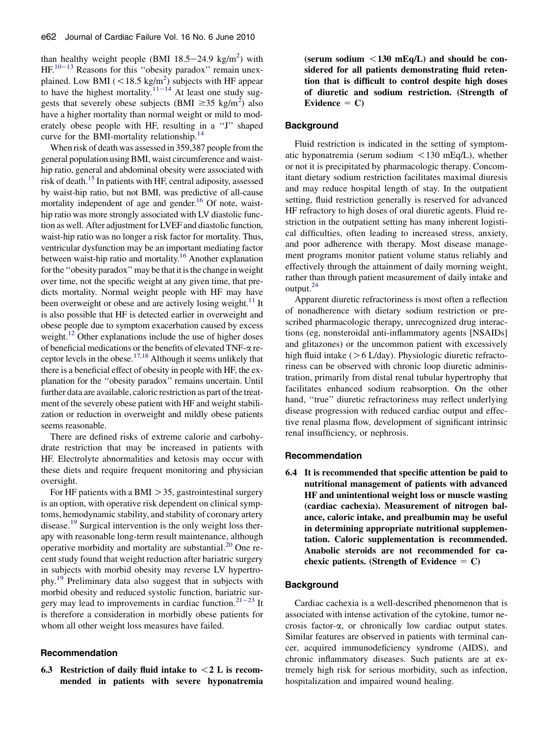than healthy weight people (BMI 18.5−24.9 kg/m$^2$) with HF.[10−13] Reasons for this ''obesity paradox'' remain unexplained. Low BMI (<18.5 kg/m$^2$) subjects with HF appear to have the highest mortality.[11−14] At least one study suggests that severely obese subjects (BMI ≥35 kg/m$^2$) also have a higher mortality than normal weight or mild to moderately obese people with HF, resulting in a ''J'' shaped curve for the BMI-mortality relationship.[14]

When risk of death was assessed in 359,387 people from the general population using BMI, waist circumference and waist-hip ratio, general and abdominal obesity were associated with risk of death.[15] In patients with HF, central adiposity, assessed by waist-hip ratio, but not BMI, was predictive of all-cause mortality independent of age and gender.[16] Of note, waist-hip ratio was more strongly associated with LV diastolic function as well. After adjustment for LVEF and diastolic function, waist-hip ratio was no longer a risk factor for mortality. Thus, ventricular dysfunction may be an important mediating factor between waist-hip ratio and mortality.[16] Another explanation for the ''obesity paradox'' may be that it is the change in weight over time, not the specific weight at any given time, that predicts mortality. Normal weight people with HF may have been overweight or obese and are actively losing weight.[11] It is also possible that HF is detected earlier in overweight and obese people due to symptom exacerbation caused by excess weight.[12] Other explanations include the use of higher doses of beneficial medications or the benefits of elevated TNF-$\alpha$ receptor levels in the obese.[17,18] Although it seems unlikely that there is a beneficial effect of obesity in people with HF, the explanation for the ''obesity paradox'' remains uncertain. Until further data are available, caloric restriction as part of the treatment of the severely obese patient with HF and weight stabilization or reduction in overweight and mildly obese patients seems reasonable.

There are defined risks of extreme calorie and carbohydrate restriction that may be increased in patients with HF. Electrolyte abnormalities and ketosis may occur with these diets and require frequent monitoring and physician oversight.

For HF patients with a BMI >35, gastrointestinal surgery is an option, with operative risk dependent on clinical symptoms, hemodynamic stability, and stability of coronary artery disease.[19] Surgical intervention is the only weight loss therapy with reasonable long-term result maintenance, although operative morbidity and mortality are substantial.[20] One recent study found that weight reduction after bariatric surgery in subjects with morbid obesity may reverse LV hypertrophy.[19] Preliminary data also suggest that in subjects with morbid obesity and reduced systolic function, bariatric surgery may lead to improvements in cardiac function.[21−23] It is therefore a consideration in morbidly obese patients for whom all other weight loss measures have failed.

### Recommendation

**6.3 Restriction of daily fluid intake to <2 L is recommended in patients with severe hyponatremia (serum sodium <130 mEq/L) and should be considered for all patients demonstrating fluid retention that is difficult to control despite high doses of diuretic and sodium restriction. (Strength of Evidence = C)**

### Background

Fluid restriction is indicated in the setting of symptomatic hyponatremia (serum sodium <130 mEq/L), whether or not it is precipitated by pharmacologic therapy. Concomitant dietary sodium restriction facilitates maximal diuresis and may reduce hospital length of stay. In the outpatient setting, fluid restriction generally is reserved for advanced HF refractory to high doses of oral diuretic agents. Fluid restriction in the outpatient setting has many inherent logistical difficulties, often leading to increased stress, anxiety, and poor adherence with therapy. Most disease management programs monitor patient volume status reliably and effectively through the attainment of daily morning weight, rather than through patient measurement of daily intake and output.[24]

Apparent diuretic refractoriness is most often a reflection of nonadherence with dietary sodium restriction or prescribed pharmacologic therapy, unrecognized drug interactions (eg, nonsteroidal anti-inflammatory agents [NSAIDs] and glitazones) or the uncommon patient with excessively high fluid intake (>6 L/day). Physiologic diuretic refractoriness can be observed with chronic loop diuretic administration, primarily from distal renal tubular hypertrophy that facilitates enhanced sodium reabsorption. On the other hand, ''true'' diuretic refractoriness may reflect underlying disease progression with reduced cardiac output and effective renal plasma flow, development of significant intrinsic renal insufficiency, or nephrosis.

### Recommendation

**6.4 It is recommended that specific attention be paid to nutritional management of patients with advanced HF and unintentional weight loss or muscle wasting (cardiac cachexia). Measurement of nitrogen balance, caloric intake, and prealbumin may be useful in determining appropriate nutritional supplementation. Caloric supplementation is recommended. Anabolic steroids are not recommended for cachexic patients. (Strength of Evidence = C)**

### Background

Cardiac cachexia is a well-described phenomenon that is associated with intense activation of the cytokine, tumor necrosis factor-$\alpha$, or chronically low cardiac output states. Similar features are observed in patients with terminal cancer, acquired immunodeficiency syndrome (AIDS), and chronic inflammatory diseases. Such patients are at extremely high risk for serious morbidity, such as infection, hospitalization and impaired wound healing.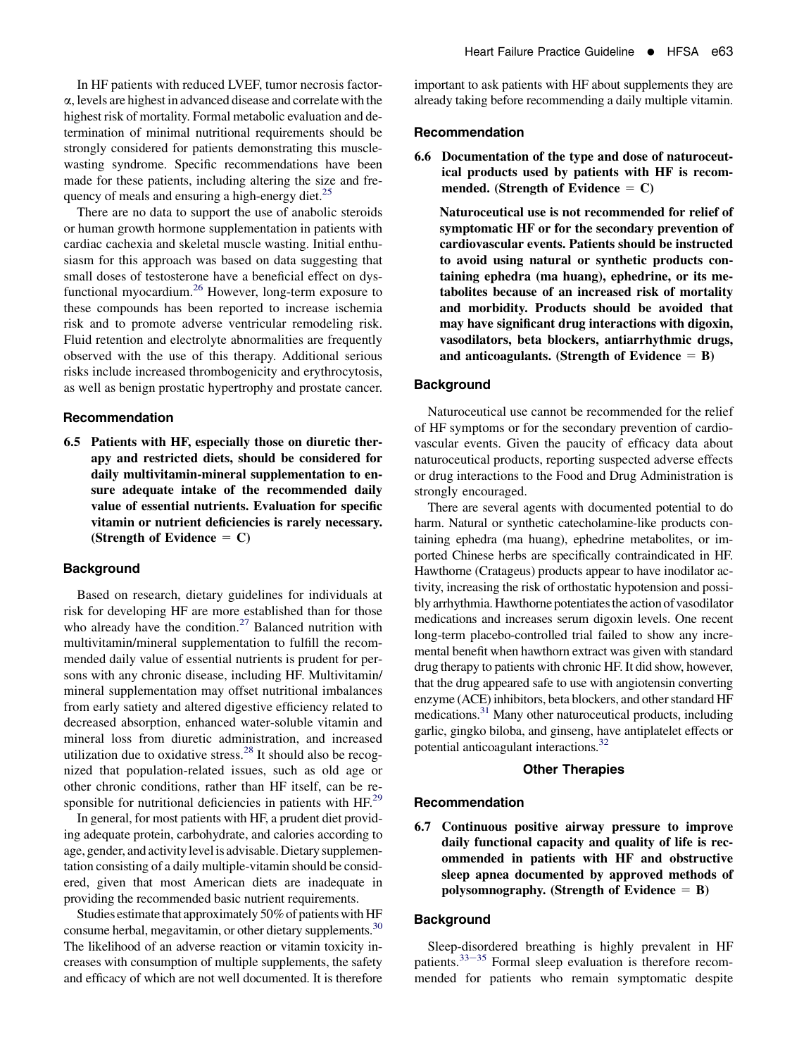In HF patients with reduced LVEF, tumor necrosis factor-α, levels are highest in advanced disease and correlate with the highest risk of mortality. Formal metabolic evaluation and determination of minimal nutritional requirements should be strongly considered for patients demonstrating this muscle-wasting syndrome. Specific recommendations have been made for these patients, including altering the size and frequency of meals and ensuring a high-energy diet.[25]

There are no data to support the use of anabolic steroids or human growth hormone supplementation in patients with cardiac cachexia and skeletal muscle wasting. Initial enthusiasm for this approach was based on data suggesting that small doses of testosterone have a beneficial effect on dysfunctional myocardium.[26] However, long-term exposure to these compounds has been reported to increase ischemia risk and to promote adverse ventricular remodeling risk. Fluid retention and electrolyte abnormalities are frequently observed with the use of this therapy. Additional serious risks include increased thrombogenicity and erythrocytosis, as well as benign prostatic hypertrophy and prostate cancer.

### Recommendation

**6.5 Patients with HF, especially those on diuretic therapy and restricted diets, should be considered for daily multivitamin-mineral supplementation to ensure adequate intake of the recommended daily value of essential nutrients. Evaluation for specific vitamin or nutrient deficiencies is rarely necessary. (Strength of Evidence = C)**

### Background

Based on research, dietary guidelines for individuals at risk for developing HF are more established than for those who already have the condition.[27] Balanced nutrition with multivitamin/mineral supplementation to fulfill the recommended daily value of essential nutrients is prudent for persons with any chronic disease, including HF. Multivitamin/mineral supplementation may offset nutritional imbalances from early satiety and altered digestive efficiency related to decreased absorption, enhanced water-soluble vitamin and mineral loss from diuretic administration, and increased utilization due to oxidative stress.[28] It should also be recognized that population-related issues, such as old age or other chronic conditions, rather than HF itself, can be responsible for nutritional deficiencies in patients with HF.[29]

In general, for most patients with HF, a prudent diet providing adequate protein, carbohydrate, and calories according to age, gender, and activity level is advisable. Dietary supplementation consisting of a daily multiple-vitamin should be considered, given that most American diets are inadequate in providing the recommended basic nutrient requirements.

Studies estimate that approximately 50% of patients with HF consume herbal, megavitamin, or other dietary supplements.[30] The likelihood of an adverse reaction or vitamin toxicity increases with consumption of multiple supplements, the safety and efficacy of which are not well documented. It is therefore important to ask patients with HF about supplements they are already taking before recommending a daily multiple vitamin.

### Recommendation

**6.6 Documentation of the type and dose of naturoceutical products used by patients with HF is recommended. (Strength of Evidence = C)**

**Naturoceutical use is not recommended for relief of symptomatic HF or for the secondary prevention of cardiovascular events. Patients should be instructed to avoid using natural or synthetic products containing ephedra (ma huang), ephedrine, or its metabolites because of an increased risk of mortality and morbidity. Products should be avoided that may have significant drug interactions with digoxin, vasodilators, beta blockers, antiarrhythmic drugs, and anticoagulants. (Strength of Evidence = B)**

### Background

Naturoceutical use cannot be recommended for the relief of HF symptoms or for the secondary prevention of cardiovascular events. Given the paucity of efficacy data about naturoceutical products, reporting suspected adverse effects or drug interactions to the Food and Drug Administration is strongly encouraged.

There are several agents with documented potential to do harm. Natural or synthetic catecholamine-like products containing ephedra (ma huang), ephedrine metabolites, or imported Chinese herbs are specifically contraindicated in HF. Hawthorne (Cratageus) products appear to have inodilator activity, increasing the risk of orthostatic hypotension and possibly arrhythmia. Hawthorne potentiates the action of vasodilator medications and increases serum digoxin levels. One recent long-term placebo-controlled trial failed to show any incremental benefit when hawthorn extract was given with standard drug therapy to patients with chronic HF. It did show, however, that the drug appeared safe to use with angiotensin converting enzyme (ACE) inhibitors, beta blockers, and other standard HF medications.[31] Many other naturoceutical products, including garlic, gingko biloba, and ginseng, have antiplatelet effects or potential anticoagulant interactions.[32]

## Other Therapies

### Recommendation

**6.7 Continuous positive airway pressure to improve daily functional capacity and quality of life is recommended in patients with HF and obstructive sleep apnea documented by approved methods of polysomnography. (Strength of Evidence = B)**

### Background

Sleep-disordered breathing is highly prevalent in HF patients.[33–35] Formal sleep evaluation is therefore recommended for patients who remain symptomatic despite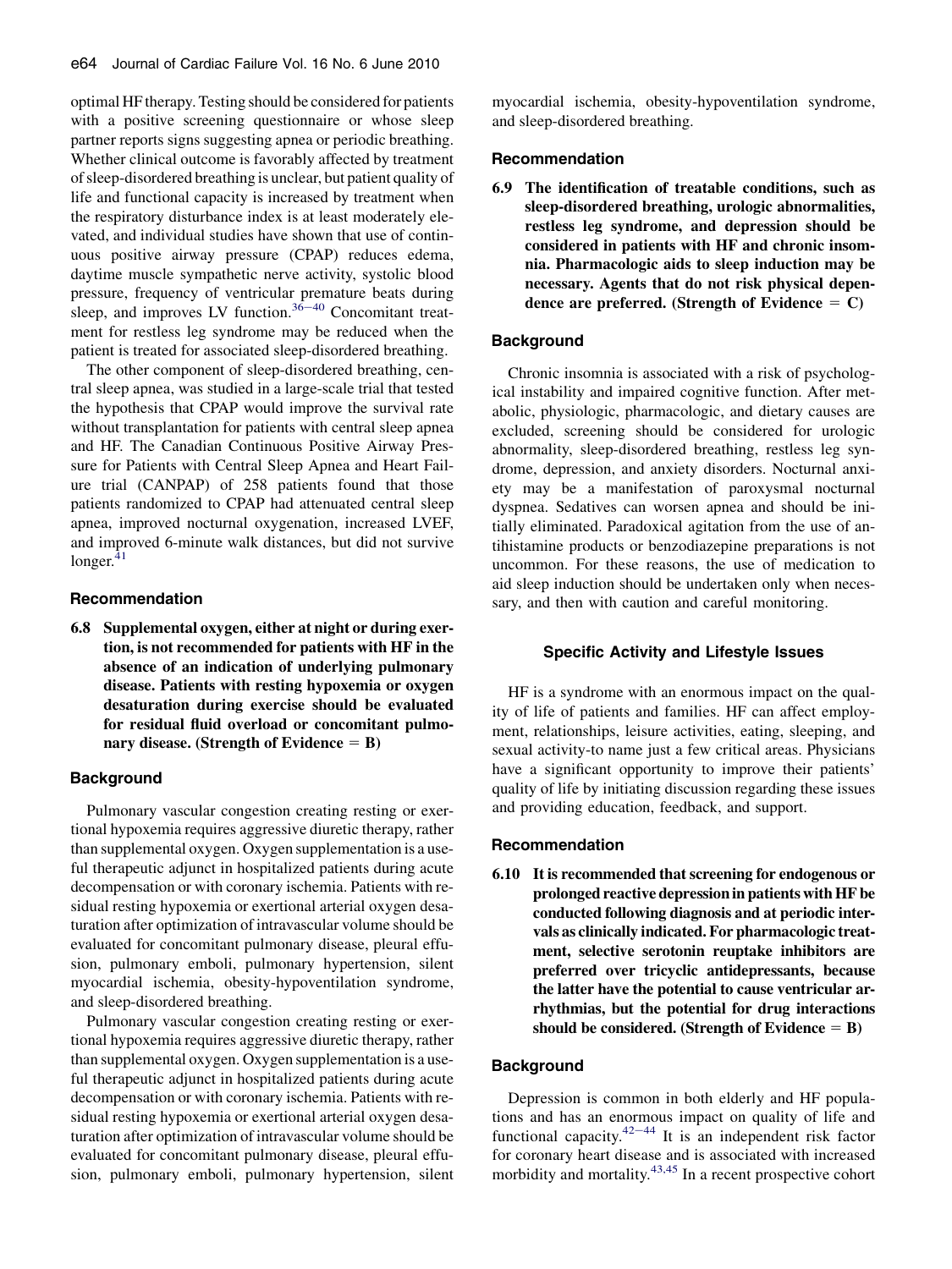optimal HF therapy. Testing should be considered for patients with a positive screening questionnaire or whose sleep partner reports signs suggesting apnea or periodic breathing. Whether clinical outcome is favorably affected by treatment of sleep-disordered breathing is unclear, but patient quality of life and functional capacity is increased by treatment when the respiratory disturbance index is at least moderately elevated, and individual studies have shown that use of continuous positive airway pressure (CPAP) reduces edema, daytime muscle sympathetic nerve activity, systolic blood pressure, frequency of ventricular premature beats during sleep, and improves LV function.[36–40] Concomitant treatment for restless leg syndrome may be reduced when the patient is treated for associated sleep-disordered breathing.

The other component of sleep-disordered breathing, central sleep apnea, was studied in a large-scale trial that tested the hypothesis that CPAP would improve the survival rate without transplantation for patients with central sleep apnea and HF. The Canadian Continuous Positive Airway Pressure for Patients with Central Sleep Apnea and Heart Failure trial (CANPAP) of 258 patients found that those patients randomized to CPAP had attenuated central sleep apnea, improved nocturnal oxygenation, increased LVEF, and improved 6-minute walk distances, but did not survive longer.[41]

### Recommendation

**6.8 Supplemental oxygen, either at night or during exertion, is not recommended for patients with HF in the absence of an indication of underlying pulmonary disease. Patients with resting hypoxemia or oxygen desaturation during exercise should be evaluated for residual fluid overload or concomitant pulmonary disease. (Strength of Evidence = B)**

### Background

Pulmonary vascular congestion creating resting or exertional hypoxemia requires aggressive diuretic therapy, rather than supplemental oxygen. Oxygen supplementation is a useful therapeutic adjunct in hospitalized patients during acute decompensation or with coronary ischemia. Patients with residual resting hypoxemia or exertional arterial oxygen desaturation after optimization of intravascular volume should be evaluated for concomitant pulmonary disease, pleural effusion, pulmonary emboli, pulmonary hypertension, silent myocardial ischemia, obesity-hypoventilation syndrome, and sleep-disordered breathing.

Pulmonary vascular congestion creating resting or exertional hypoxemia requires aggressive diuretic therapy, rather than supplemental oxygen. Oxygen supplementation is a useful therapeutic adjunct in hospitalized patients during acute decompensation or with coronary ischemia. Patients with residual resting hypoxemia or exertional arterial oxygen desaturation after optimization of intravascular volume should be evaluated for concomitant pulmonary disease, pleural effusion, pulmonary emboli, pulmonary hypertension, silent myocardial ischemia, obesity-hypoventilation syndrome, and sleep-disordered breathing.

### Recommendation

**6.9 The identification of treatable conditions, such as sleep-disordered breathing, urologic abnormalities, restless leg syndrome, and depression should be considered in patients with HF and chronic insomnia. Pharmacologic aids to sleep induction may be necessary. Agents that do not risk physical dependence are preferred. (Strength of Evidence = C)**

### Background

Chronic insomnia is associated with a risk of psychological instability and impaired cognitive function. After metabolic, physiologic, pharmacologic, and dietary causes are excluded, screening should be considered for urologic abnormality, sleep-disordered breathing, restless leg syndrome, depression, and anxiety disorders. Nocturnal anxiety may be a manifestation of paroxysmal nocturnal dyspnea. Sedatives can worsen apnea and should be initially eliminated. Paradoxical agitation from the use of antihistamine products or benzodiazepine preparations is not uncommon. For these reasons, the use of medication to aid sleep induction should be undertaken only when necessary, and then with caution and careful monitoring.

## Specific Activity and Lifestyle Issues

HF is a syndrome with an enormous impact on the quality of life of patients and families. HF can affect employment, relationships, leisure activities, eating, sleeping, and sexual activity-to name just a few critical areas. Physicians have a significant opportunity to improve their patients' quality of life by initiating discussion regarding these issues and providing education, feedback, and support.

### Recommendation

**6.10 It is recommended that screening for endogenous or prolonged reactive depression in patients with HF be conducted following diagnosis and at periodic intervals as clinically indicated. For pharmacologic treatment, selective serotonin reuptake inhibitors are preferred over tricyclic antidepressants, because the latter have the potential to cause ventricular arrhythmias, but the potential for drug interactions should be considered. (Strength of Evidence = B)**

### Background

Depression is common in both elderly and HF populations and has an enormous impact on quality of life and functional capacity.[42–44] It is an independent risk factor for coronary heart disease and is associated with increased morbidity and mortality.[43,45] In a recent prospective cohort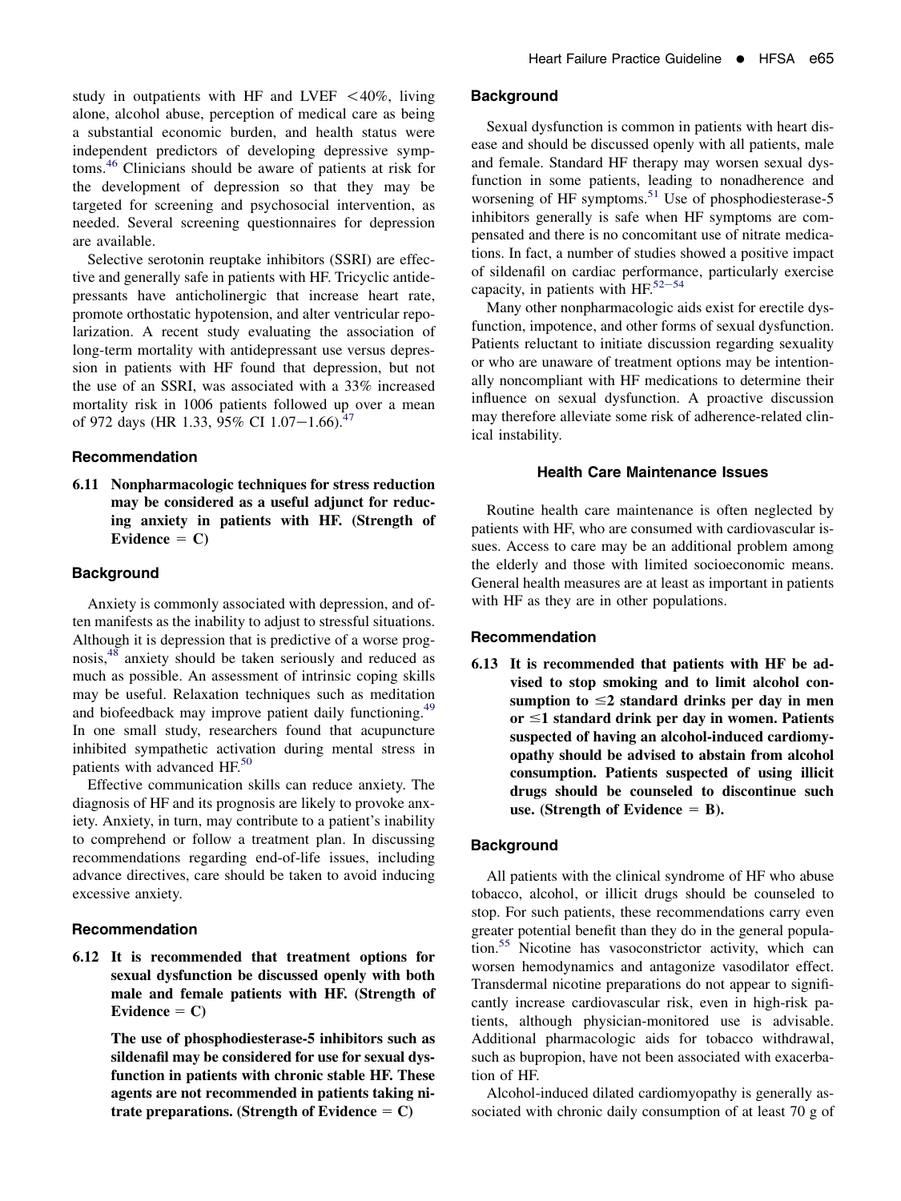study in outpatients with HF and LVEF <40%, living alone, alcohol abuse, perception of medical care as being a substantial economic burden, and health status were independent predictors of developing depressive symptoms.[46] Clinicians should be aware of patients at risk for the development of depression so that they may be targeted for screening and psychosocial intervention, as needed. Several screening questionnaires for depression are available.

Selective serotonin reuptake inhibitors (SSRI) are effective and generally safe in patients with HF. Tricyclic antidepressants have anticholinergic that increase heart rate, promote orthostatic hypotension, and alter ventricular repolarization. A recent study evaluating the association of long-term mortality with antidepressant use versus depression in patients with HF found that depression, but not the use of an SSRI, was associated with a 33% increased mortality risk in 1006 patients followed up over a mean of 972 days (HR 1.33, 95% CI 1.07−1.66).[47]

### Recommendation

**6.11 Nonpharmacologic techniques for stress reduction may be considered as a useful adjunct for reducing anxiety in patients with HF. (Strength of Evidence = C)**

### Background

Anxiety is commonly associated with depression, and often manifests as the inability to adjust to stressful situations. Although it is depression that is predictive of a worse prognosis,[48] anxiety should be taken seriously and reduced as much as possible. An assessment of intrinsic coping skills may be useful. Relaxation techniques such as meditation and biofeedback may improve patient daily functioning.[49] In one small study, researchers found that acupuncture inhibited sympathetic activation during mental stress in patients with advanced HF.[50]

Effective communication skills can reduce anxiety. The diagnosis of HF and its prognosis are likely to provoke anxiety. Anxiety, in turn, may contribute to a patient's inability to comprehend or follow a treatment plan. In discussing recommendations regarding end-of-life issues, including advance directives, care should be taken to avoid inducing excessive anxiety.

### Recommendation

**6.12 It is recommended that treatment options for sexual dysfunction be discussed openly with both male and female patients with HF. (Strength of Evidence = C)**

**The use of phosphodiesterase-5 inhibitors such as sildenafil may be considered for use for sexual dysfunction in patients with chronic stable HF. These agents are not recommended in patients taking nitrate preparations. (Strength of Evidence = C)**

### Background

Sexual dysfunction is common in patients with heart disease and should be discussed openly with all patients, male and female. Standard HF therapy may worsen sexual dysfunction in some patients, leading to nonadherence and worsening of HF symptoms.[51] Use of phosphodiesterase-5 inhibitors generally is safe when HF symptoms are compensated and there is no concomitant use of nitrate medications. In fact, a number of studies showed a positive impact of sildenafil on cardiac performance, particularly exercise capacity, in patients with HF.[52−54]

Many other nonpharmacologic aids exist for erectile dysfunction, impotence, and other forms of sexual dysfunction. Patients reluctant to initiate discussion regarding sexuality or who are unaware of treatment options may be intentionally noncompliant with HF medications to determine their influence on sexual dysfunction. A proactive discussion may therefore alleviate some risk of adherence-related clinical instability.

## Health Care Maintenance Issues

Routine health care maintenance is often neglected by patients with HF, who are consumed with cardiovascular issues. Access to care may be an additional problem among the elderly and those with limited socioeconomic means. General health measures are at least as important in patients with HF as they are in other populations.

### Recommendation

**6.13 It is recommended that patients with HF be advised to stop smoking and to limit alcohol consumption to ≤2 standard drinks per day in men or ≤1 standard drink per day in women. Patients suspected of having an alcohol-induced cardiomyopathy should be advised to abstain from alcohol consumption. Patients suspected of using illicit drugs should be counseled to discontinue such use. (Strength of Evidence = B).**

### Background

All patients with the clinical syndrome of HF who abuse tobacco, alcohol, or illicit drugs should be counseled to stop. For such patients, these recommendations carry even greater potential benefit than they do in the general population.[55] Nicotine has vasoconstrictor activity, which can worsen hemodynamics and antagonize vasodilator effect. Transdermal nicotine preparations do not appear to significantly increase cardiovascular risk, even in high-risk patients, although physician-monitored use is advisable. Additional pharmacologic aids for tobacco withdrawal, such as bupropion, have not been associated with exacerbation of HF.

Alcohol-induced dilated cardiomyopathy is generally associated with chronic daily consumption of at least 70 g of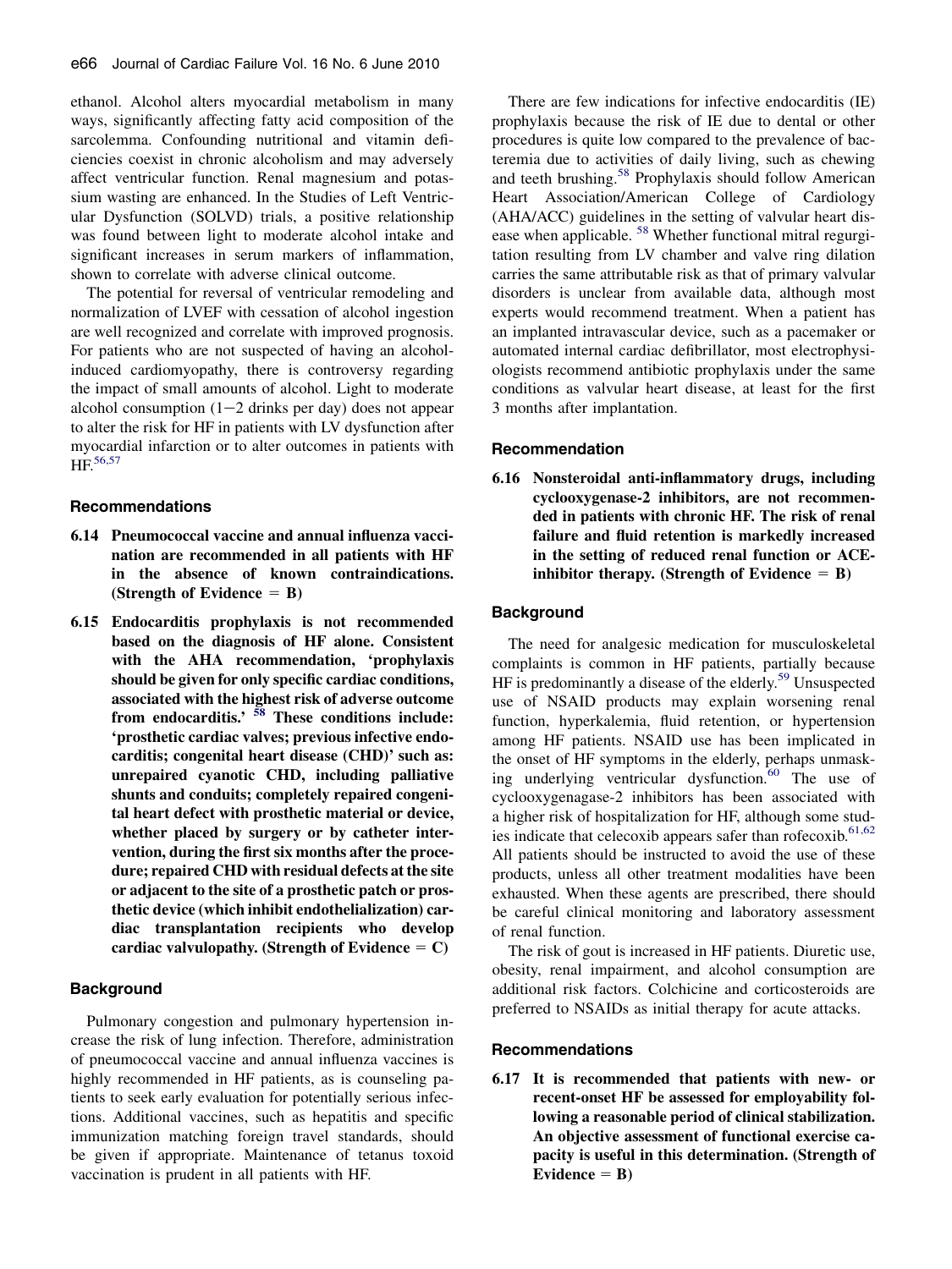ethanol. Alcohol alters myocardial metabolism in many ways, significantly affecting fatty acid composition of the sarcolemma. Confounding nutritional and vitamin deficiencies coexist in chronic alcoholism and may adversely affect ventricular function. Renal magnesium and potassium wasting are enhanced. In the Studies of Left Ventricular Dysfunction (SOLVD) trials, a positive relationship was found between light to moderate alcohol intake and significant increases in serum markers of inflammation, shown to correlate with adverse clinical outcome.

The potential for reversal of ventricular remodeling and normalization of LVEF with cessation of alcohol ingestion are well recognized and correlate with improved prognosis. For patients who are not suspected of having an alcohol-induced cardiomyopathy, there is controversy regarding the impact of small amounts of alcohol. Light to moderate alcohol consumption (1−2 drinks per day) does not appear to alter the risk for HF in patients with LV dysfunction after myocardial infarction or to alter outcomes in patients with HF.[56,57]

### Recommendations

**6.14 Pneumococcal vaccine and annual influenza vaccination are recommended in all patients with HF in the absence of known contraindications. (Strength of Evidence = B)**

**6.15 Endocarditis prophylaxis is not recommended based on the diagnosis of HF alone. Consistent with the AHA recommendation, 'prophylaxis should be given for only specific cardiac conditions, associated with the highest risk of adverse outcome from endocarditis.'** [58] **These conditions include: 'prosthetic cardiac valves; previous infective endocarditis; congenital heart disease (CHD)' such as: unrepaired cyanotic CHD, including palliative shunts and conduits; completely repaired congenital heart defect with prosthetic material or device, whether placed by surgery or by catheter intervention, during the first six months after the procedure; repaired CHD with residual defects at the site or adjacent to the site of a prosthetic patch or prosthetic device (which inhibit endothelialization) cardiac transplantation recipients who develop cardiac valvulopathy. (Strength of Evidence = C)**

### Background

Pulmonary congestion and pulmonary hypertension increase the risk of lung infection. Therefore, administration of pneumococcal vaccine and annual influenza vaccines is highly recommended in HF patients, as is counseling patients to seek early evaluation for potentially serious infections. Additional vaccines, such as hepatitis and specific immunization matching foreign travel standards, should be given if appropriate. Maintenance of tetanus toxoid vaccination is prudent in all patients with HF.

There are few indications for infective endocarditis (IE) prophylaxis because the risk of IE due to dental or other procedures is quite low compared to the prevalence of bacteremia due to activities of daily living, such as chewing and teeth brushing.[58] Prophylaxis should follow American Heart Association/American College of Cardiology (AHA/ACC) guidelines in the setting of valvular heart disease when applicable. [58] Whether functional mitral regurgitation resulting from LV chamber and valve ring dilation carries the same attributable risk as that of primary valvular disorders is unclear from available data, although most experts would recommend treatment. When a patient has an implanted intravascular device, such as a pacemaker or automated internal cardiac defibrillator, most electrophysiologists recommend antibiotic prophylaxis under the same conditions as valvular heart disease, at least for the first 3 months after implantation.

### Recommendation

**6.16 Nonsteroidal anti-inflammatory drugs, including cyclooxygenase-2 inhibitors, are not recommended in patients with chronic HF. The risk of renal failure and fluid retention is markedly increased in the setting of reduced renal function or ACE-inhibitor therapy. (Strength of Evidence = B)**

### Background

The need for analgesic medication for musculoskeletal complaints is common in HF patients, partially because HF is predominantly a disease of the elderly.[59] Unsuspected use of NSAID products may explain worsening renal function, hyperkalemia, fluid retention, or hypertension among HF patients. NSAID use has been implicated in the onset of HF symptoms in the elderly, perhaps unmasking underlying ventricular dysfunction.[60] The use of cyclooxygenagase-2 inhibitors has been associated with a higher risk of hospitalization for HF, although some studies indicate that celecoxib appears safer than rofecoxib.[61,62] All patients should be instructed to avoid the use of these products, unless all other treatment modalities have been exhausted. When these agents are prescribed, there should be careful clinical monitoring and laboratory assessment of renal function.

The risk of gout is increased in HF patients. Diuretic use, obesity, renal impairment, and alcohol consumption are additional risk factors. Colchicine and corticosteroids are preferred to NSAIDs as initial therapy for acute attacks.

### Recommendations

**6.17 It is recommended that patients with new- or recent-onset HF be assessed for employability following a reasonable period of clinical stabilization. An objective assessment of functional exercise capacity is useful in this determination. (Strength of Evidence = B)**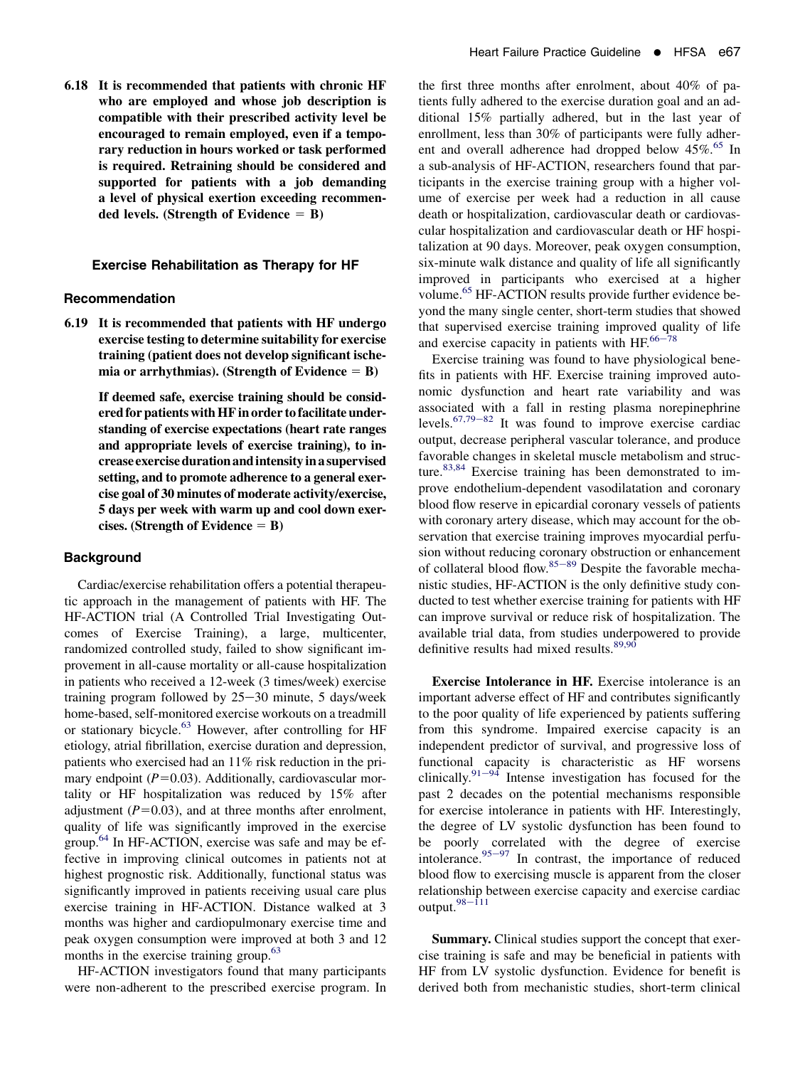**6.18 It is recommended that patients with chronic HF who are employed and whose job description is compatible with their prescribed activity level be encouraged to remain employed, even if a temporary reduction in hours worked or task performed is required. Retraining should be considered and supported for patients with a job demanding a level of physical exertion exceeding recommended levels. (Strength of Evidence = B)**

### Exercise Rehabilitation as Therapy for HF

#### Recommendation

**6.19 It is recommended that patients with HF undergo exercise testing to determine suitability for exercise training (patient does not develop significant ischemia or arrhythmias). (Strength of Evidence = B)**

**If deemed safe, exercise training should be considered for patients with HF in order to facilitate understanding of exercise expectations (heart rate ranges and appropriate levels of exercise training), to increase exercise duration and intensity in a supervised setting, and to promote adherence to a general exercise goal of 30 minutes of moderate activity/exercise, 5 days per week with warm up and cool down exercises. (Strength of Evidence = B)**

#### Background

Cardiac/exercise rehabilitation offers a potential therapeutic approach in the management of patients with HF. The HF-ACTION trial (A Controlled Trial Investigating Outcomes of Exercise Training), a large, multicenter, randomized controlled study, failed to show significant improvement in all-cause mortality or all-cause hospitalization in patients who received a 12-week (3 times/week) exercise training program followed by 25−30 minute, 5 days/week home-based, self-monitored exercise workouts on a treadmill or stationary bicycle.[63] However, after controlling for HF etiology, atrial fibrillation, exercise duration and depression, patients who exercised had an 11% risk reduction in the primary endpoint ($P=0.03$). Additionally, cardiovascular mortality or HF hospitalization was reduced by 15% after adjustment ($P=0.03$), and at three months after enrolment, quality of life was significantly improved in the exercise group.[64] In HF-ACTION, exercise was safe and may be effective in improving clinical outcomes in patients not at highest prognostic risk. Additionally, functional status was significantly improved in patients receiving usual care plus exercise training in HF-ACTION. Distance walked at 3 months was higher and cardiopulmonary exercise time and peak oxygen consumption were improved at both 3 and 12 months in the exercise training group.[63]

HF-ACTION investigators found that many participants were non-adherent to the prescribed exercise program. In the first three months after enrolment, about 40% of patients fully adhered to the exercise duration goal and an additional 15% partially adhered, but in the last year of enrollment, less than 30% of participants were fully adherent and overall adherence had dropped below 45%.[65] In a sub-analysis of HF-ACTION, researchers found that participants in the exercise training group with a higher volume of exercise per week had a reduction in all cause death or hospitalization, cardiovascular death or cardiovascular hospitalization and cardiovascular death or HF hospitalization at 90 days. Moreover, peak oxygen consumption, six-minute walk distance and quality of life all significantly improved in participants who exercised at a higher volume.[65] HF-ACTION results provide further evidence beyond the many single center, short-term studies that showed that supervised exercise training improved quality of life and exercise capacity in patients with HF.[66−78]

Exercise training was found to have physiological benefits in patients with HF. Exercise training improved autonomic dysfunction and heart rate variability and was associated with a fall in resting plasma norepinephrine levels.[67,79−82] It was found to improve exercise cardiac output, decrease peripheral vascular tolerance, and produce favorable changes in skeletal muscle metabolism and structure.[83,84] Exercise training has been demonstrated to improve endothelium-dependent vasodilatation and coronary blood flow reserve in epicardial coronary vessels of patients with coronary artery disease, which may account for the observation that exercise training improves myocardial perfusion without reducing coronary obstruction or enhancement of collateral blood flow.[85−89] Despite the favorable mechanistic studies, HF-ACTION is the only definitive study conducted to test whether exercise training for patients with HF can improve survival or reduce risk of hospitalization. The available trial data, from studies underpowered to provide definitive results had mixed results.[89,90]

**Exercise Intolerance in HF.** Exercise intolerance is an important adverse effect of HF and contributes significantly to the poor quality of life experienced by patients suffering from this syndrome. Impaired exercise capacity is an independent predictor of survival, and progressive loss of functional capacity is characteristic as HF worsens clinically.[91−94] Intense investigation has focused for the past 2 decades on the potential mechanisms responsible for exercise intolerance in patients with HF. Interestingly, the degree of LV systolic dysfunction has been found to be poorly correlated with the degree of exercise intolerance.[95−97] In contrast, the importance of reduced blood flow to exercising muscle is apparent from the closer relationship between exercise capacity and exercise cardiac output.[98−111]

**Summary.** Clinical studies support the concept that exercise training is safe and may be beneficial in patients with HF from LV systolic dysfunction. Evidence for benefit is derived both from mechanistic studies, short-term clinical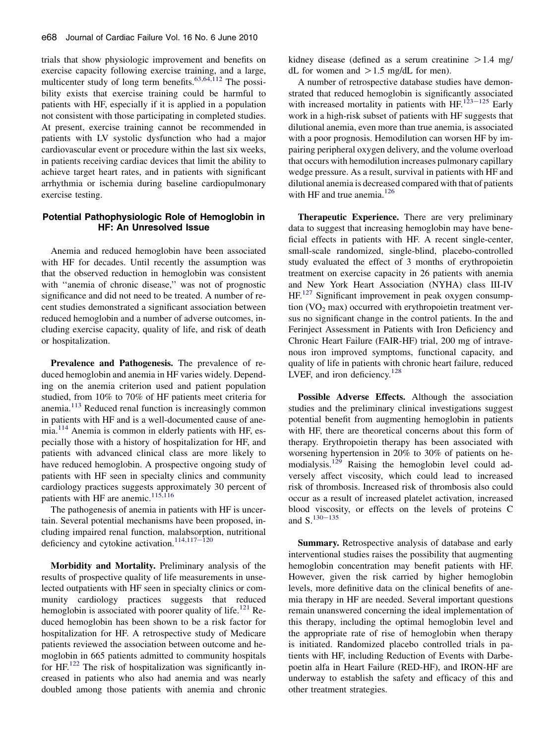trials that show physiologic improvement and benefits on exercise capacity following exercise training, and a large, multicenter study of long term benefits.[63,64,112] The possibility exists that exercise training could be harmful to patients with HF, especially if it is applied in a population not consistent with those participating in completed studies. At present, exercise training cannot be recommended in patients with LV systolic dysfunction who had a major cardiovascular event or procedure within the last six weeks, in patients receiving cardiac devices that limit the ability to achieve target heart rates, and in patients with significant arrhythmia or ischemia during baseline cardiopulmonary exercise testing.

## Potential Pathophysiologic Role of Hemoglobin in HF: An Unresolved Issue

Anemia and reduced hemoglobin have been associated with HF for decades. Until recently the assumption was that the observed reduction in hemoglobin was consistent with ''anemia of chronic disease,'' was not of prognostic significance and did not need to be treated. A number of recent studies demonstrated a significant association between reduced hemoglobin and a number of adverse outcomes, including exercise capacity, quality of life, and risk of death or hospitalization.

**Prevalence and Pathogenesis.** The prevalence of reduced hemoglobin and anemia in HF varies widely. Depending on the anemia criterion used and patient population studied, from 10% to 70% of HF patients meet criteria for anemia.[113] Reduced renal function is increasingly common in patients with HF and is a well-documented cause of anemia.[114] Anemia is common in elderly patients with HF, especially those with a history of hospitalization for HF, and patients with advanced clinical class are more likely to have reduced hemoglobin. A prospective ongoing study of patients with HF seen in specialty clinics and community cardiology practices suggests approximately 30 percent of patients with HF are anemic.[115,116]

The pathogenesis of anemia in patients with HF is uncertain. Several potential mechanisms have been proposed, including impaired renal function, malabsorption, nutritional deficiency and cytokine activation.[114,117–120]

**Morbidity and Mortality.** Preliminary analysis of the results of prospective quality of life measurements in unselected outpatients with HF seen in specialty clinics or community cardiology practices suggests that reduced hemoglobin is associated with poorer quality of life.[121] Reduced hemoglobin has been shown to be a risk factor for hospitalization for HF. A retrospective study of Medicare patients reviewed the association between outcome and hemoglobin in 665 patients admitted to community hospitals for HF.[122] The risk of hospitalization was significantly increased in patients who also had anemia and was nearly doubled among those patients with anemia and chronic kidney disease (defined as a serum creatinine >1.4 mg/dL for women and >1.5 mg/dL for men).

A number of retrospective database studies have demonstrated that reduced hemoglobin is significantly associated with increased mortality in patients with HF.[123–125] Early work in a high-risk subset of patients with HF suggests that dilutional anemia, even more than true anemia, is associated with a poor prognosis. Hemodilution can worsen HF by impairing peripheral oxygen delivery, and the volume overload that occurs with hemodilution increases pulmonary capillary wedge pressure. As a result, survival in patients with HF and dilutional anemia is decreased compared with that of patients with HF and true anemia.[126]

**Therapeutic Experience.** There are very preliminary data to suggest that increasing hemoglobin may have beneficial effects in patients with HF. A recent single-center, small-scale randomized, single-blind, placebo-controlled study evaluated the effect of 3 months of erythropoietin treatment on exercise capacity in 26 patients with anemia and New York Heart Association (NYHA) class III-IV HF.[127] Significant improvement in peak oxygen consumption ($VO_2$ max) occurred with erythropoietin treatment versus no significant change in the control patients. In the and Ferinject Assessment in Patients with Iron Deficiency and Chronic Heart Failure (FAIR-HF) trial, 200 mg of intravenous iron improved symptoms, functional capacity, and quality of life in patients with chronic heart failure, reduced LVEF, and iron deficiency.[128]

**Possible Adverse Effects.** Although the association studies and the preliminary clinical investigations suggest potential benefit from augmenting hemoglobin in patients with HF, there are theoretical concerns about this form of therapy. Erythropoietin therapy has been associated with worsening hypertension in 20% to 30% of patients on hemodialysis.[129] Raising the hemoglobin level could adversely affect viscosity, which could lead to increased risk of thrombosis. Increased risk of thrombosis also could occur as a result of increased platelet activation, increased blood viscosity, or effects on the levels of proteins C and S.[130–135]

**Summary.** Retrospective analysis of database and early interventional studies raises the possibility that augmenting hemoglobin concentration may benefit patients with HF. However, given the risk carried by higher hemoglobin levels, more definitive data on the clinical benefits of anemia therapy in HF are needed. Several important questions remain unanswered concerning the ideal implementation of this therapy, including the optimal hemoglobin level and the appropriate rate of rise of hemoglobin when therapy is initiated. Randomized placebo controlled trials in patients with HF, including Reduction of Events with Darbepoetin alfa in Heart Failure (RED-HF), and IRON-HF are underway to establish the safety and efficacy of this and other treatment strategies.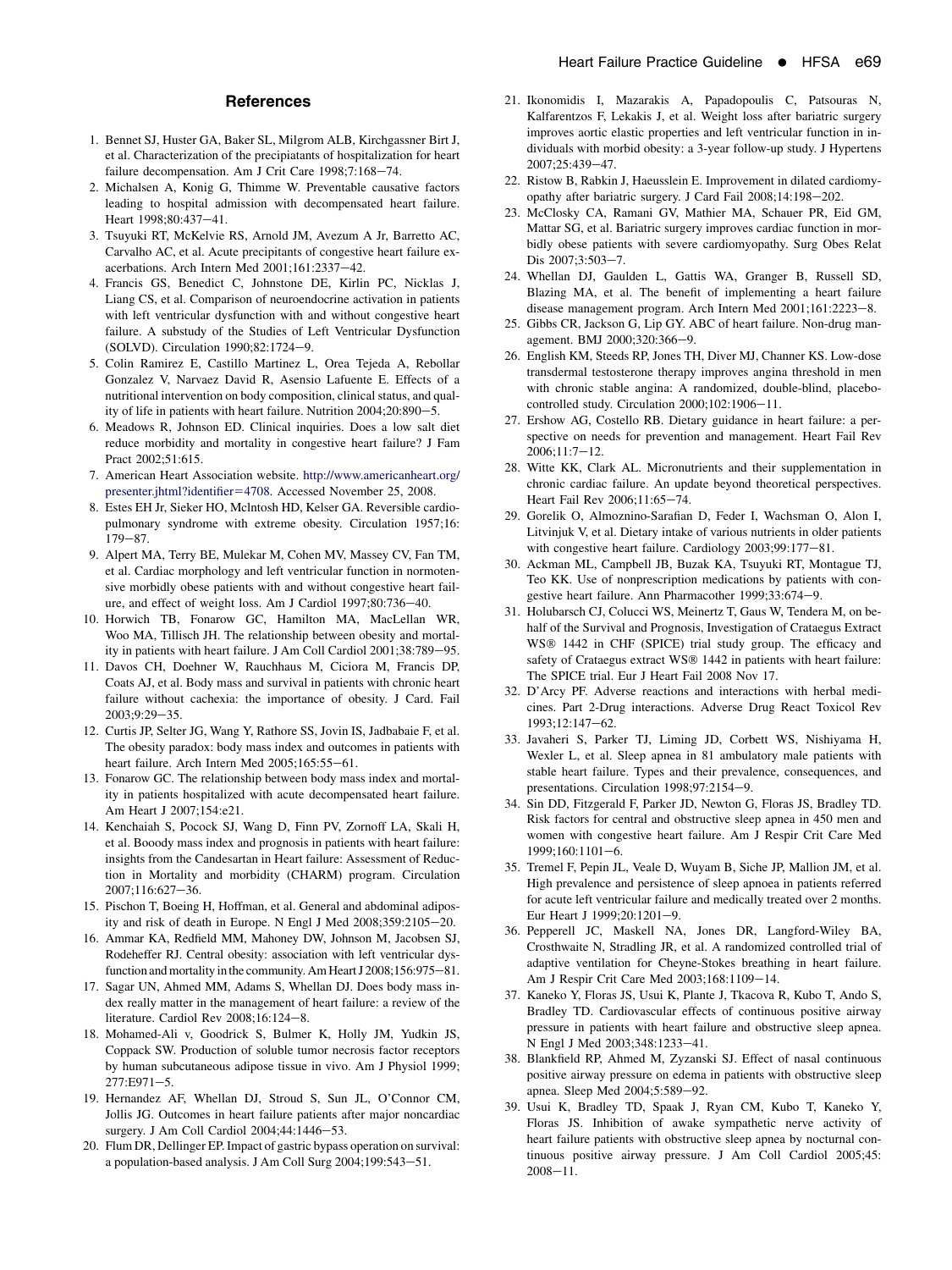## References

1. Bennet SJ, Huster GA, Baker SL, Milgrom ALB, Kirchgassner Birt J, et al. Characterization of the precipiatants of hospitalization for heart failure decompensation. Am J Crit Care 1998;7:168–74.
2. Michalsen A, Konig G, Thimme W. Preventable causative factors leading to hospital admission with decompensated heart failure. Heart 1998;80:437–41.
3. Tsuyuki RT, McKelvie RS, Arnold JM, Avezum A Jr, Barretto AC, Carvalho AC, et al. Acute precipitants of congestive heart failure exacerbations. Arch Intern Med 2001;161:2337–42.
4. Francis GS, Benedict C, Johnstone DE, Kirlin PC, Nicklas J, Liang CS, et al. Comparison of neuroendocrine activation in patients with left ventricular dysfunction with and without congestive heart failure. A substudy of the Studies of Left Ventricular Dysfunction (SOLVD). Circulation 1990;82:1724–9.
5. Colin Ramirez E, Castillo Martinez L, Orea Tejeda A, Rebollar Gonzalez V, Narvaez David R, Asensio Lafuente E. Effects of a nutritional intervention on body composition, clinical status, and quality of life in patients with heart failure. Nutrition 2004;20:890–5.
6. Meadows R, Johnson ED. Clinical inquiries. Does a low salt diet reduce morbidity and mortality in congestive heart failure? J Fam Pract 2002;51:615.
7. American Heart Association website. http://www.americanheart.org/presenter.jhtml?identifier=4708. Accessed November 25, 2008.
8. Estes EH Jr, Sieker HO, Mclntosh HD, Kelser GA. Reversible cardiopulmonary syndrome with extreme obesity. Circulation 1957;16:179–87.
9. Alpert MA, Terry BE, Mulekar M, Cohen MV, Massey CV, Fan TM, et al. Cardiac morphology and left ventricular function in normotensive morbidly obese patients with and without congestive heart failure, and effect of weight loss. Am J Cardiol 1997;80:736–40.
10. Horwich TB, Fonarow GC, Hamilton MA, MacLellan WR, Woo MA, Tillisch JH. The relationship between obesity and mortality in patients with heart failure. J Am Coll Cardiol 2001;38:789–95.
11. Davos CH, Doehner W, Rauchhaus M, Ciciora M, Francis DP, Coats AJ, et al. Body mass and survival in patients with chronic heart failure without cachexia: the importance of obesity. J Card. Fail 2003;9:29–35.
12. Curtis JP, Selter JG, Wang Y, Rathore SS, Jovin IS, Jadbabaie F, et al. The obesity paradox: body mass index and outcomes in patients with heart failure. Arch Intern Med 2005;165:55–61.
13. Fonarow GC. The relationship between body mass index and mortality in patients hospitalized with acute decompensated heart failure. Am Heart J 2007;154:e21.
14. Kenchaiah S, Pocock SJ, Wang D, Finn PV, Zornoff LA, Skali H, et al. Booody mass index and prognosis in patients with heart failure: insights from the Candesartan in Heart failure: Assessment of Reduction in Mortality and morbidity (CHARM) program. Circulation 2007;116:627–36.
15. Pischon T, Boeing H, Hoffman, et al. General and abdominal adiposity and risk of death in Europe. N Engl J Med 2008;359:2105–20.
16. Ammar KA, Redfield MM, Mahoney DW, Johnson M, Jacobsen SJ, Rodeheffer RJ. Central obesity: association with left ventricular dysfunction and mortality in the community. Am Heart J 2008;156:975–81.
17. Sagar UN, Ahmed MM, Adams S, Whellan DJ. Does body mass index really matter in the management of heart failure: a review of the literature. Cardiol Rev 2008;16:124–8.
18. Mohamed-Ali v, Goodrick S, Bulmer K, Holly JM, Yudkin JS, Coppack SW. Production of soluble tumor necrosis factor receptors by human subcutaneous adipose tissue in vivo. Am J Physiol 1999;277:E971–5.
19. Hernandez AF, Whellan DJ, Stroud S, Sun JL, O'Connor CM, Jollis JG. Outcomes in heart failure patients after major noncardiac surgery. J Am Coll Cardiol 2004;44:1446–53.
20. Flum DR, Dellinger EP. Impact of gastric bypass operation on survival: a population-based analysis. J Am Coll Surg 2004;199:543–51.
21. Ikonomidis I, Mazarakis A, Papadopoulis C, Patsouras N, Kalfarentzos F, Lekakis J, et al. Weight loss after bariatric surgery improves aortic elastic properties and left ventricular function in individuals with morbid obesity: a 3-year follow-up study. J Hypertens 2007;25:439–47.
22. Ristow B, Rabkin J, Haeusslein E. Improvement in dilated cardiomyopathy after bariatric surgery. J Card Fail 2008;14:198–202.
23. McClosky CA, Ramani GV, Mathier MA, Schauer PR, Eid GM, Mattar SG, et al. Bariatric surgery improves cardiac function in morbidly obese patients with severe cardiomyopathy. Surg Obes Relat Dis 2007;3:503–7.
24. Whellan DJ, Gaulden L, Gattis WA, Granger B, Russell SD, Blazing MA, et al. The benefit of implementing a heart failure disease management program. Arch Intern Med 2001;161:2223–8.
25. Gibbs CR, Jackson G, Lip GY. ABC of heart failure. Non-drug management. BMJ 2000;320:366–9.
26. English KM, Steeds RP, Jones TH, Diver MJ, Channer KS. Low-dose transdermal testosterone therapy improves angina threshold in men with chronic stable angina: A randomized, double-blind, placebo-controlled study. Circulation 2000;102:1906–11.
27. Ershow AG, Costello RB. Dietary guidance in heart failure: a perspective on needs for prevention and management. Heart Fail Rev 2006;11:7–12.
28. Witte KK, Clark AL. Micronutrients and their supplementation in chronic cardiac failure. An update beyond theoretical perspectives. Heart Fail Rev 2006;11:65–74.
29. Gorelik O, Almoznino-Sarafian D, Feder I, Wachsman O, Alon I, Litvinjuk V, et al. Dietary intake of various nutrients in older patients with congestive heart failure. Cardiology 2003;99:177–81.
30. Ackman ML, Campbell JB, Buzak KA, Tsuyuki RT, Montague TJ, Teo KK. Use of nonprescription medications by patients with congestive heart failure. Ann Pharmacother 1999;33:674–9.
31. Holubarsch CJ, Colucci WS, Meinertz T, Gaus W, Tendera M, on behalf of the Survival and Prognosis, Investigation of Crataegus Extract WS® 1442 in CHF (SPICE) trial study group. The efficacy and safety of Crataegus extract WS® 1442 in patients with heart failure: The SPICE trial. Eur J Heart Fail 2008 Nov 17.
32. D'Arcy PF. Adverse reactions and interactions with herbal medicines. Part 2-Drug interactions. Adverse Drug React Toxicol Rev 1993;12:147–62.
33. Javaheri S, Parker TJ, Liming JD, Corbett WS, Nishiyama H, Wexler L, et al. Sleep apnea in 81 ambulatory male patients with stable heart failure. Types and their prevalence, consequences, and presentations. Circulation 1998;97:2154–9.
34. Sin DD, Fitzgerald F, Parker JD, Newton G, Floras JS, Bradley TD. Risk factors for central and obstructive sleep apnea in 450 men and women with congestive heart failure. Am J Respir Crit Care Med 1999;160:1101–6.
35. Tremel F, Pepin JL, Veale D, Wuyam B, Siche JP, Mallion JM, et al. High prevalence and persistence of sleep apnoea in patients referred for acute left ventricular failure and medically treated over 2 months. Eur Heart J 1999;20:1201–9.
36. Pepperell JC, Maskell NA, Jones DR, Langford-Wiley BA, Crosthwaite N, Stradling JR, et al. A randomized controlled trial of adaptive ventilation for Cheyne-Stokes breathing in heart failure. Am J Respir Crit Care Med 2003;168:1109–14.
37. Kaneko Y, Floras JS, Usui K, Plante J, Tkacova R, Kubo T, Ando S, Bradley TD. Cardiovascular effects of continuous positive airway pressure in patients with heart failure and obstructive sleep apnea. N Engl J Med 2003;348:1233–41.
38. Blankfield RP, Ahmed M, Zyzanski SJ. Effect of nasal continuous positive airway pressure on edema in patients with obstructive sleep apnea. Sleep Med 2004;5:589–92.
39. Usui K, Bradley TD, Spaak J, Ryan CM, Kubo T, Kaneko Y, Floras JS. Inhibition of awake sympathetic nerve activity of heart failure patients with obstructive sleep apnea by nocturnal continuous positive airway pressure. J Am Coll Cardiol 2005;45:2008–11.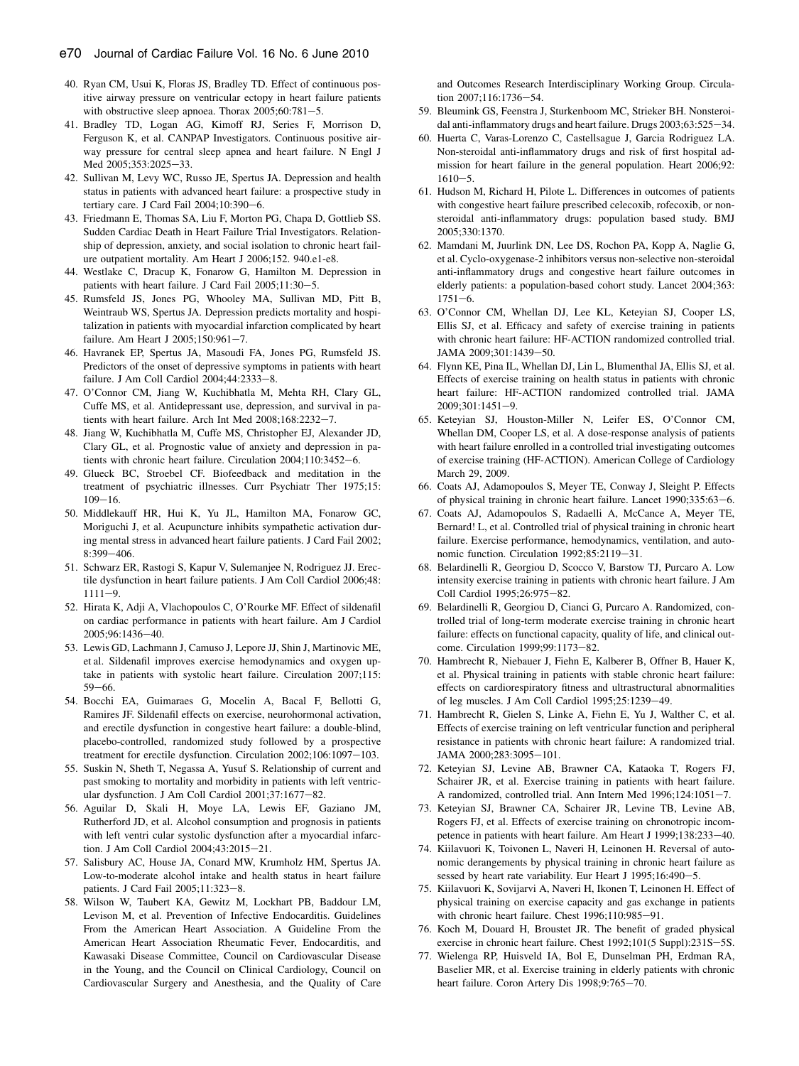40. Ryan CM, Usui K, Floras JS, Bradley TD. Effect of continuous positive airway pressure on ventricular ectopy in heart failure patients with obstructive sleep apnoea. Thorax 2005;60:781–5.
41. Bradley TD, Logan AG, Kimoff RJ, Series F, Morrison D, Ferguson K, et al. CANPAP Investigators. Continuous positive airway pressure for central sleep apnea and heart failure. N Engl J Med 2005;353:2025–33.
42. Sullivan M, Levy WC, Russo JE, Spertus JA. Depression and health status in patients with advanced heart failure: a prospective study in tertiary care. J Card Fail 2004;10:390–6.
43. Friedmann E, Thomas SA, Liu F, Morton PG, Chapa D, Gottlieb SS. Sudden Cardiac Death in Heart Failure Trial Investigators. Relationship of depression, anxiety, and social isolation to chronic heart failure outpatient mortality. Am Heart J 2006;152. 940.e1-e8.
44. Westlake C, Dracup K, Fonarow G, Hamilton M. Depression in patients with heart failure. J Card Fail 2005;11:30–5.
45. Rumsfeld JS, Jones PG, Whooley MA, Sullivan MD, Pitt B, Weintraub WS, Spertus JA. Depression predicts mortality and hospitalization in patients with myocardial infarction complicated by heart failure. Am Heart J 2005;150:961–7.
46. Havranek EP, Spertus JA, Masoudi FA, Jones PG, Rumsfeld JS. Predictors of the onset of depressive symptoms in patients with heart failure. J Am Coll Cardiol 2004;44:2333–8.
47. O'Connor CM, Jiang W, Kuchibhatla M, Mehta RH, Clary GL, Cuffe MS, et al. Antidepressant use, depression, and survival in patients with heart failure. Arch Int Med 2008;168:2232–7.
48. Jiang W, Kuchibhatla M, Cuffe MS, Christopher EJ, Alexander JD, Clary GL, et al. Prognostic value of anxiety and depression in patients with chronic heart failure. Circulation 2004;110:3452–6.
49. Glueck BC, Stroebel CF. Biofeedback and meditation in the treatment of psychiatric illnesses. Curr Psychiatr Ther 1975;15: 109–16.
50. Middlekauff HR, Hui K, Yu JL, Hamilton MA, Fonarow GC, Moriguchi J, et al. Acupuncture inhibits sympathetic activation during mental stress in advanced heart failure patients. J Card Fail 2002; 8:399–406.
51. Schwarz ER, Rastogi S, Kapur V, Sulemanjee N, Rodriguez JJ. Erectile dysfunction in heart failure patients. J Am Coll Cardiol 2006;48: 1111–9.
52. Hirata K, Adji A, Vlachopoulos C, O'Rourke MF. Effect of sildenafil on cardiac performance in patients with heart failure. Am J Cardiol 2005;96:1436–40.
53. Lewis GD, Lachmann J, Camuso J, Lepore JJ, Shin J, Martinovic ME, et al. Sildenafil improves exercise hemodynamics and oxygen uptake in patients with systolic heart failure. Circulation 2007;115: 59–66.
54. Bocchi EA, Guimaraes G, Mocelin A, Bacal F, Bellotti G, Ramires JF. Sildenafil effects on exercise, neurohormonal activation, and erectile dysfunction in congestive heart failure: a double-blind, placebo-controlled, randomized study followed by a prospective treatment for erectile dysfunction. Circulation 2002;106:1097–103.
55. Suskin N, Sheth T, Negassa A, Yusuf S. Relationship of current and past smoking to mortality and morbidity in patients with left ventricular dysfunction. J Am Coll Cardiol 2001;37:1677–82.
56. Aguilar D, Skali H, Moye LA, Lewis EF, Gaziano JM, Rutherford JD, et al. Alcohol consumption and prognosis in patients with left ventri cular systolic dysfunction after a myocardial infarction. J Am Coll Cardiol 2004;43:2015–21.
57. Salisbury AC, House JA, Conard MW, Krumholz HM, Spertus JA. Low-to-moderate alcohol intake and health status in heart failure patients. J Card Fail 2005;11:323–8.
58. Wilson W, Taubert KA, Gewitz M, Lockhart PB, Baddour LM, Levison M, et al. Prevention of Infective Endocarditis. Guidelines From the American Heart Association. A Guideline From the American Heart Association Rheumatic Fever, Endocarditis, and Kawasaki Disease Committee, Council on Cardiovascular Disease in the Young, and the Council on Clinical Cardiology, Council on Cardiovascular Surgery and Anesthesia, and the Quality of Care and Outcomes Research Interdisciplinary Working Group. Circulation 2007;116:1736–54.
59. Bleumink GS, Feenstra J, Sturkenboom MC, Strieker BH. Nonsteroidal anti-inflammatory drugs and heart failure. Drugs 2003;63:525–34.
60. Huerta C, Varas-Lorenzo C, Castellsague J, Garcia Rodriguez LA. Non-steroidal anti-inflammatory drugs and risk of first hospital admission for heart failure in the general population. Heart 2006;92: 1610–5.
61. Hudson M, Richard H, Pilote L. Differences in outcomes of patients with congestive heart failure prescribed celecoxib, rofecoxib, or nonsteroidal anti-inflammatory drugs: population based study. BMJ 2005;330:1370.
62. Mamdani M, Juurlink DN, Lee DS, Rochon PA, Kopp A, Naglie G, et al. Cyclo-oxygenase-2 inhibitors versus non-selective non-steroidal anti-inflammatory drugs and congestive heart failure outcomes in elderly patients: a population-based cohort study. Lancet 2004;363: 1751–6.
63. O'Connor CM, Whellan DJ, Lee KL, Keteyian SJ, Cooper LS, Ellis SJ, et al. Efficacy and safety of exercise training in patients with chronic heart failure: HF-ACTION randomized controlled trial. JAMA 2009;301:1439–50.
64. Flynn KE, Pina IL, Whellan DJ, Lin L, Blumenthal JA, Ellis SJ, et al. Effects of exercise training on health status in patients with chronic heart failure: HF-ACTION randomized controlled trial. JAMA 2009;301:1451–9.
65. Keteyian SJ, Houston-Miller N, Leifer ES, O'Connor CM, Whellan DM, Cooper LS, et al. A dose-response analysis of patients with heart failure enrolled in a controlled trial investigating outcomes of exercise training (HF-ACTION). American College of Cardiology March 29, 2009.
66. Coats AJ, Adamopoulos S, Meyer TE, Conway J, Sleight P. Effects of physical training in chronic heart failure. Lancet 1990;335:63–6.
67. Coats AJ, Adamopoulos S, Radaelli A, McCance A, Meyer TE, Bernard! L, et al. Controlled trial of physical training in chronic heart failure. Exercise performance, hemodynamics, ventilation, and autonomic function. Circulation 1992;85:2119–31.
68. Belardinelli R, Georgiou D, Scocco V, Barstow TJ, Purcaro A. Low intensity exercise training in patients with chronic heart failure. J Am Coll Cardiol 1995;26:975–82.
69. Belardinelli R, Georgiou D, Cianci G, Purcaro A. Randomized, controlled trial of long-term moderate exercise training in chronic heart failure: effects on functional capacity, quality of life, and clinical outcome. Circulation 1999;99:1173–82.
70. Hambrecht R, Niebauer J, Fiehn E, Kalberer B, Offner B, Hauer K, et al. Physical training in patients with stable chronic heart failure: effects on cardiorespiratory fitness and ultrastructural abnormalities of leg muscles. J Am Coll Cardiol 1995;25:1239–49.
71. Hambrecht R, Gielen S, Linke A, Fiehn E, Yu J, Walther C, et al. Effects of exercise training on left ventricular function and peripheral resistance in patients with chronic heart failure: A randomized trial. JAMA 2000;283:3095–101.
72. Keteyian SJ, Levine AB, Brawner CA, Kataoka T, Rogers FJ, Schairer JR, et al. Exercise training in patients with heart failure. A randomized, controlled trial. Ann Intern Med 1996;124:1051–7.
73. Keteyian SJ, Brawner CA, Schairer JR, Levine TB, Levine AB, Rogers FJ, et al. Effects of exercise training on chronotropic incompetence in patients with heart failure. Am Heart J 1999;138:233–40.
74. Kiilavuori K, Toivonen L, Naveri H, Leinonen H. Reversal of autonomic derangements by physical training in chronic heart failure as sessed by heart rate variability. Eur Heart J 1995;16:490–5.
75. Kiilavuori K, Sovijarvi A, Naveri H, Ikonen T, Leinonen H. Effect of physical training on exercise capacity and gas exchange in patients with chronic heart failure. Chest 1996;110:985–91.
76. Koch M, Douard H, Broustet JR. The benefit of graded physical exercise in chronic heart failure. Chest 1992;101(5 Suppl):231S–5S.
77. Wielenga RP, Huisveld IA, Bol E, Dunselman PH, Erdman RA, Baselier MR, et al. Exercise training in elderly patients with chronic heart failure. Coron Artery Dis 1998;9:765–70.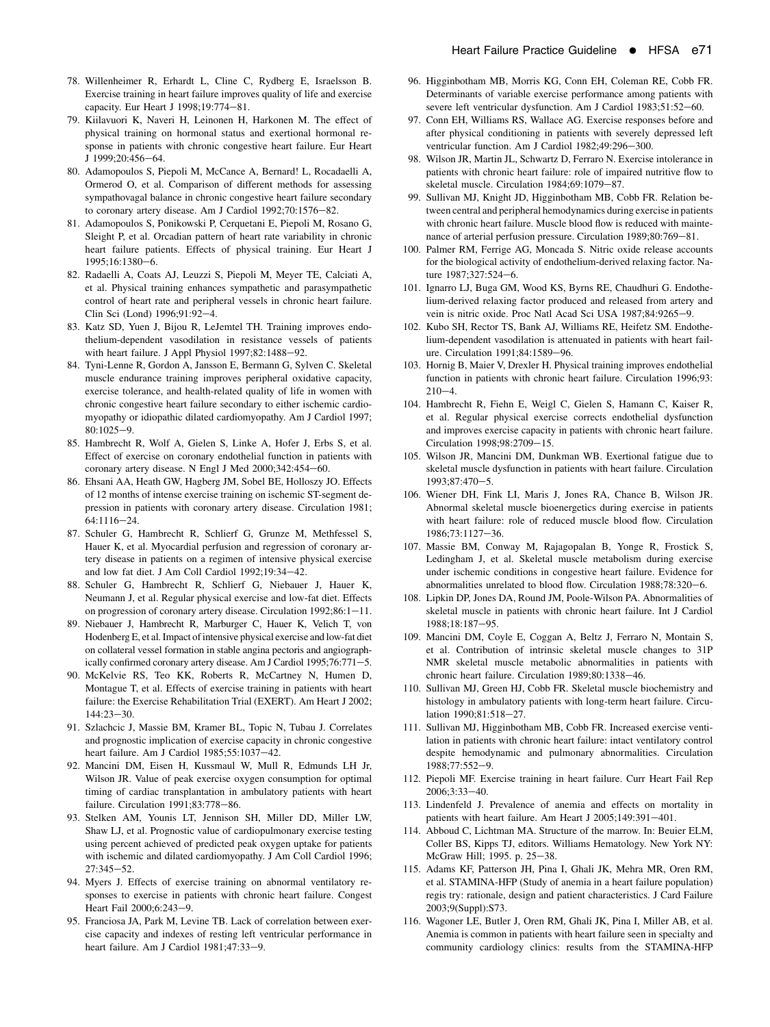78. Willenheimer R, Erhardt L, Cline C, Rydberg E, Israelsson B. Exercise training in heart failure improves quality of life and exercise capacity. Eur Heart J 1998;19:774–81.
79. Kiilavuori K, Naveri H, Leinonen H, Harkonen M. The effect of physical training on hormonal status and exertional hormonal response in patients with chronic congestive heart failure. Eur Heart J 1999;20:456–64.
80. Adamopoulos S, Piepoli M, McCance A, Bernard! L, Rocadaelli A, Ormerod O, et al. Comparison of different methods for assessing sympathovagal balance in chronic congestive heart failure secondary to coronary artery disease. Am J Cardiol 1992;70:1576–82.
81. Adamopoulos S, Ponikowski P, Cerquetani E, Piepoli M, Rosano G, Sleight P, et al. Orcadian pattern of heart rate variability in chronic heart failure patients. Effects of physical training. Eur Heart J 1995;16:1380–6.
82. Radaelli A, Coats AJ, Leuzzi S, Piepoli M, Meyer TE, Calciati A, et al. Physical training enhances sympathetic and parasympathetic control of heart rate and peripheral vessels in chronic heart failure. Clin Sci (Lond) 1996;91:92–4.
83. Katz SD, Yuen J, Bijou R, LeJemtel TH. Training improves endothelium-dependent vasodilation in resistance vessels of patients with heart failure. J Appl Physiol 1997;82:1488–92.
84. Tyni-Lenne R, Gordon A, Jansson E, Bermann G, Sylven C. Skeletal muscle endurance training improves peripheral oxidative capacity, exercise tolerance, and health-related quality of life in women with chronic congestive heart failure secondary to either ischemic cardiomyopathy or idiopathic dilated cardiomyopathy. Am J Cardiol 1997; 80:1025–9.
85. Hambrecht R, Wolf A, Gielen S, Linke A, Hofer J, Erbs S, et al. Effect of exercise on coronary endothelial function in patients with coronary artery disease. N Engl J Med 2000;342:454–60.
86. Ehsani AA, Heath GW, Hagberg JM, Sobel BE, Holloszy JO. Effects of 12 months of intense exercise training on ischemic ST-segment depression in patients with coronary artery disease. Circulation 1981; 64:1116–24.
87. Schuler G, Hambrecht R, Schlierf G, Grunze M, Methfessel S, Hauer K, et al. Myocardial perfusion and regression of coronary artery disease in patients on a regimen of intensive physical exercise and low fat diet. J Am Coll Cardiol 1992;19:34–42.
88. Schuler G, Hambrecht R, Schlierf G, Niebauer J, Hauer K, Neumann J, et al. Regular physical exercise and low-fat diet. Effects on progression of coronary artery disease. Circulation 1992;86:1–11.
89. Niebauer J, Hambrecht R, Marburger C, Hauer K, Velich T, von Hodenberg E, et al. Impact of intensive physical exercise and low-fat diet on collateral vessel formation in stable angina pectoris and angiographically confirmed coronary artery disease. Am J Cardiol 1995;76:771–5.
90. McKelvie RS, Teo KK, Roberts R, McCartney N, Humen D, Montague T, et al. Effects of exercise training in patients with heart failure: the Exercise Rehabilitation Trial (EXERT). Am Heart J 2002; 144:23–30.
91. Szlachcic J, Massie BM, Kramer BL, Topic N, Tubau J. Correlates and prognostic implication of exercise capacity in chronic congestive heart failure. Am J Cardiol 1985;55:1037–42.
92. Mancini DM, Eisen H, Kussmaul W, Mull R, Edmunds LH Jr, Wilson JR. Value of peak exercise oxygen consumption for optimal timing of cardiac transplantation in ambulatory patients with heart failure. Circulation 1991;83:778–86.
93. Stelken AM, Younis LT, Jennison SH, Miller DD, Miller LW, Shaw LJ, et al. Prognostic value of cardiopulmonary exercise testing using percent achieved of predicted peak oxygen uptake for patients with ischemic and dilated cardiomyopathy. J Am Coll Cardiol 1996; 27:345–52.
94. Myers J. Effects of exercise training on abnormal ventilatory responses to exercise in patients with chronic heart failure. Congest Heart Fail 2000;6:243–9.
95. Franciosa JA, Park M, Levine TB. Lack of correlation between exercise capacity and indexes of resting left ventricular performance in heart failure. Am J Cardiol 1981;47:33–9.
96. Higginbotham MB, Morris KG, Conn EH, Coleman RE, Cobb FR. Determinants of variable exercise performance among patients with severe left ventricular dysfunction. Am J Cardiol 1983;51:52–60.
97. Conn EH, Williams RS, Wallace AG. Exercise responses before and after physical conditioning in patients with severely depressed left ventricular function. Am J Cardiol 1982;49:296–300.
98. Wilson JR, Martin JL, Schwartz D, Ferraro N. Exercise intolerance in patients with chronic heart failure: role of impaired nutritive flow to skeletal muscle. Circulation 1984;69:1079–87.
99. Sullivan MJ, Knight JD, Higginbotham MB, Cobb FR. Relation between central and peripheral hemodynamics during exercise in patients with chronic heart failure. Muscle blood flow is reduced with maintenance of arterial perfusion pressure. Circulation 1989;80:769–81.
100. Palmer RM, Ferrige AG, Moncada S. Nitric oxide release accounts for the biological activity of endothelium-derived relaxing factor. Nature 1987;327:524–6.
101. Ignarro LJ, Buga GM, Wood KS, Byrns RE, Chaudhuri G. Endothelium-derived relaxing factor produced and released from artery and vein is nitric oxide. Proc Natl Acad Sci USA 1987;84:9265–9.
102. Kubo SH, Rector TS, Bank AJ, Williams RE, Heifetz SM. Endothelium-dependent vasodilation is attenuated in patients with heart failure. Circulation 1991;84:1589–96.
103. Hornig B, Maier V, Drexler H. Physical training improves endothelial function in patients with chronic heart failure. Circulation 1996;93: 210–4.
104. Hambrecht R, Fiehn E, Weigl C, Gielen S, Hamann C, Kaiser R, et al. Regular physical exercise corrects endothelial dysfunction and improves exercise capacity in patients with chronic heart failure. Circulation 1998;98:2709–15.
105. Wilson JR, Mancini DM, Dunkman WB. Exertional fatigue due to skeletal muscle dysfunction in patients with heart failure. Circulation 1993;87:470–5.
106. Wiener DH, Fink LI, Maris J, Jones RA, Chance B, Wilson JR. Abnormal skeletal muscle bioenergetics during exercise in patients with heart failure: role of reduced muscle blood flow. Circulation 1986;73:1127–36.
107. Massie BM, Conway M, Rajagopalan B, Yonge R, Frostick S, Ledingham J, et al. Skeletal muscle metabolism during exercise under ischemic conditions in congestive heart failure. Evidence for abnormalities unrelated to blood flow. Circulation 1988;78:320–6.
108. Lipkin DP, Jones DA, Round JM, Poole-Wilson PA. Abnormalities of skeletal muscle in patients with chronic heart failure. Int J Cardiol 1988;18:187–95.
109. Mancini DM, Coyle E, Coggan A, Beltz J, Ferraro N, Montain S, et al. Contribution of intrinsic skeletal muscle changes to 31P NMR skeletal muscle metabolic abnormalities in patients with chronic heart failure. Circulation 1989;80:1338–46.
110. Sullivan MJ, Green HJ, Cobb FR. Skeletal muscle biochemistry and histology in ambulatory patients with long-term heart failure. Circulation 1990;81:518–27.
111. Sullivan MJ, Higginbotham MB, Cobb FR. Increased exercise ventilation in patients with chronic heart failure: intact ventilatory control despite hemodynamic and pulmonary abnormalities. Circulation 1988;77:552–9.
112. Piepoli MF. Exercise training in heart failure. Curr Heart Fail Rep 2006;3:33–40.
113. Lindenfeld J. Prevalence of anemia and effects on mortality in patients with heart failure. Am Heart J 2005;149:391–401.
114. Abboud C, Lichtman MA. Structure of the marrow. In: Beuier ELM, Coller BS, Kipps TJ, editors. Williams Hematology. New York NY: McGraw Hill; 1995. p. 25–38.
115. Adams KF, Patterson JH, Pina I, Ghali JK, Mehra MR, Oren RM, et al. STAMINA-HFP (Study of anemia in a heart failure population) regis try: rationale, design and patient characteristics. J Card Failure 2003;9(Suppl):S73.
116. Wagoner LE, Butler J, Oren RM, Ghali JK, Pina I, Miller AB, et al. Anemia is common in patients with heart failure seen in specialty and community cardiology clinics: results from the STAMINA-HFP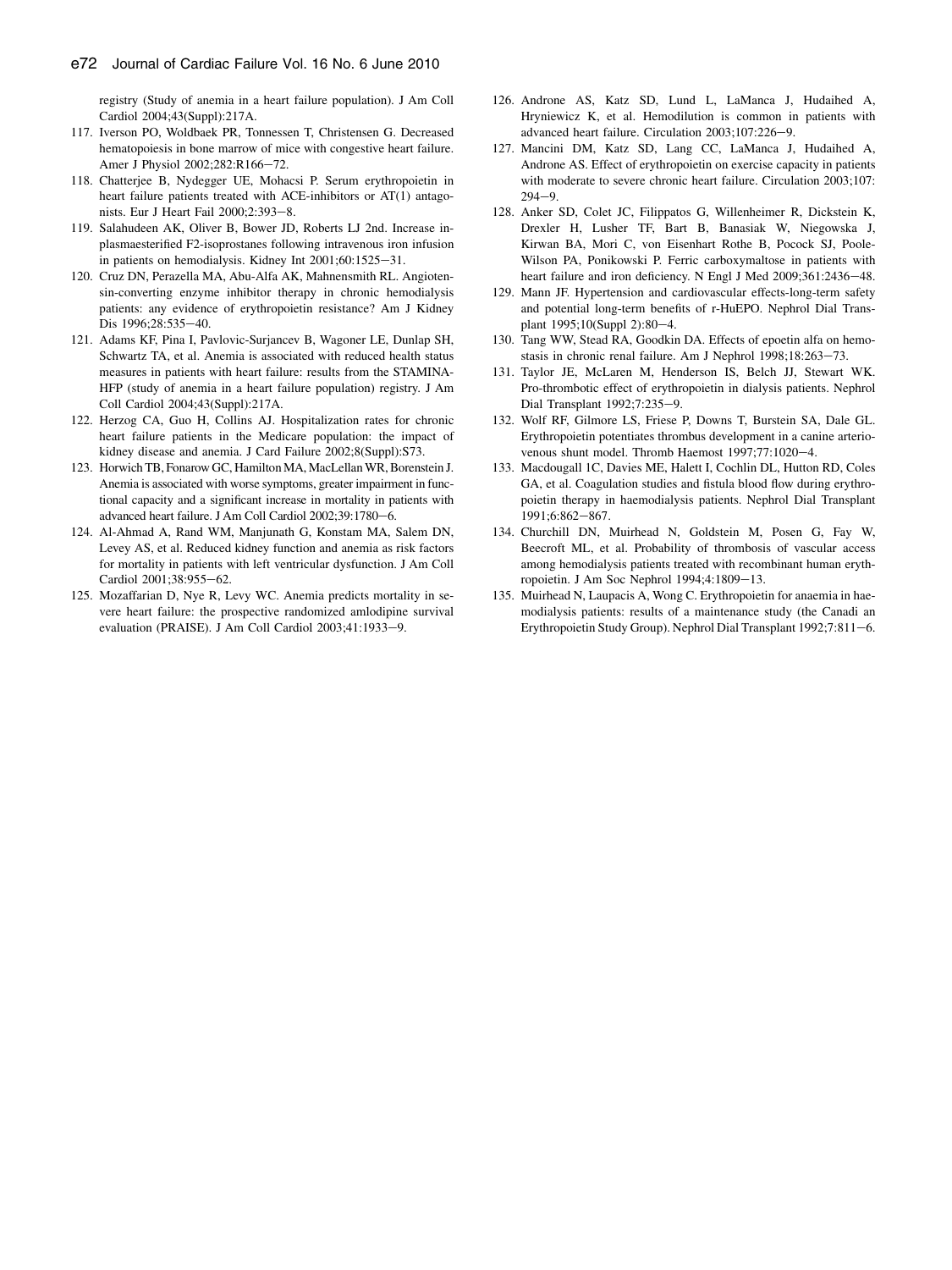registry (Study of anemia in a heart failure population). J Am Coll Cardiol 2004;43(Suppl):217A.

117. Iverson PO, Woldbaek PR, Tonnessen T, Christensen G. Decreased hematopoiesis in bone marrow of mice with congestive heart failure. Amer J Physiol 2002;282:R166−72.
118. Chatterjee B, Nydegger UE, Mohacsi P. Serum erythropoietin in heart failure patients treated with ACE-inhibitors or AT(1) antagonists. Eur J Heart Fail 2000;2:393−8.
119. Salahudeen AK, Oliver B, Bower JD, Roberts LJ 2nd. Increase in-plasmaesterified F2-isoprostanes following intravenous iron infusion in patients on hemodialysis. Kidney Int 2001;60:1525−31.
120. Cruz DN, Perazella MA, Abu-Alfa AK, Mahnensmith RL. Angiotensin-converting enzyme inhibitor therapy in chronic hemodialysis patients: any evidence of erythropoietin resistance? Am J Kidney Dis 1996;28:535−40.
121. Adams KF, Pina I, Pavlovic-Surjancev B, Wagoner LE, Dunlap SH, Schwartz TA, et al. Anemia is associated with reduced health status measures in patients with heart failure: results from the STAMINA-HFP (study of anemia in a heart failure population) registry. J Am Coll Cardiol 2004;43(Suppl):217A.
122. Herzog CA, Guo H, Collins AJ. Hospitalization rates for chronic heart failure patients in the Medicare population: the impact of kidney disease and anemia. J Card Failure 2002;8(Suppl):S73.
123. Horwich TB, Fonarow GC, Hamilton MA, MacLellan WR, Borenstein J. Anemia is associated with worse symptoms, greater impairment in functional capacity and a significant increase in mortality in patients with advanced heart failure. J Am Coll Cardiol 2002;39:1780−6.
124. Al-Ahmad A, Rand WM, Manjunath G, Konstam MA, Salem DN, Levey AS, et al. Reduced kidney function and anemia as risk factors for mortality in patients with left ventricular dysfunction. J Am Coll Cardiol 2001;38:955−62.
125. Mozaffarian D, Nye R, Levy WC. Anemia predicts mortality in severe heart failure: the prospective randomized amlodipine survival evaluation (PRAISE). J Am Coll Cardiol 2003;41:1933−9.
126. Androne AS, Katz SD, Lund L, LaManca J, Hudaihed A, Hryniewicz K, et al. Hemodilution is common in patients with advanced heart failure. Circulation 2003;107:226−9.
127. Mancini DM, Katz SD, Lang CC, LaManca J, Hudaihed A, Androne AS. Effect of erythropoietin on exercise capacity in patients with moderate to severe chronic heart failure. Circulation 2003;107:294−9.
128. Anker SD, Colet JC, Filippatos G, Willenheimer R, Dickstein K, Drexler H, Lusher TF, Bart B, Banasiak W, Niegowska J, Kirwan BA, Mori C, von Eisenhart Rothe B, Pocock SJ, Poole-Wilson PA, Ponikowski P. Ferric carboxymaltose in patients with heart failure and iron deficiency. N Engl J Med 2009;361:2436−48.
129. Mann JF. Hypertension and cardiovascular effects-long-term safety and potential long-term benefits of r-HuEPO. Nephrol Dial Transplant 1995;10(Suppl 2):80−4.
130. Tang WW, Stead RA, Goodkin DA. Effects of epoetin alfa on hemostasis in chronic renal failure. Am J Nephrol 1998;18:263−73.
131. Taylor JE, McLaren M, Henderson IS, Belch JJ, Stewart WK. Pro-thrombotic effect of erythropoietin in dialysis patients. Nephrol Dial Transplant 1992;7:235−9.
132. Wolf RF, Gilmore LS, Friese P, Downs T, Burstein SA, Dale GL. Erythropoietin potentiates thrombus development in a canine arteriovenous shunt model. Thromb Haemost 1997;77:1020−4.
133. Macdougall 1C, Davies ME, Halett I, Cochlin DL, Hutton RD, Coles GA, et al. Coagulation studies and fistula blood flow during erythropoietin therapy in haemodialysis patients. Nephrol Dial Transplant 1991;6:862−867.
134. Churchill DN, Muirhead N, Goldstein M, Posen G, Fay W, Beecroft ML, et al. Probability of thrombosis of vascular access among hemodialysis patients treated with recombinant human erythropoietin. J Am Soc Nephrol 1994;4:1809−13.
135. Muirhead N, Laupacis A, Wong C. Erythropoietin for anaemia in haemodialysis patients: results of a maintenance study (the Canadi an Erythropoietin Study Group). Nephrol Dial Transplant 1992;7:811−6.